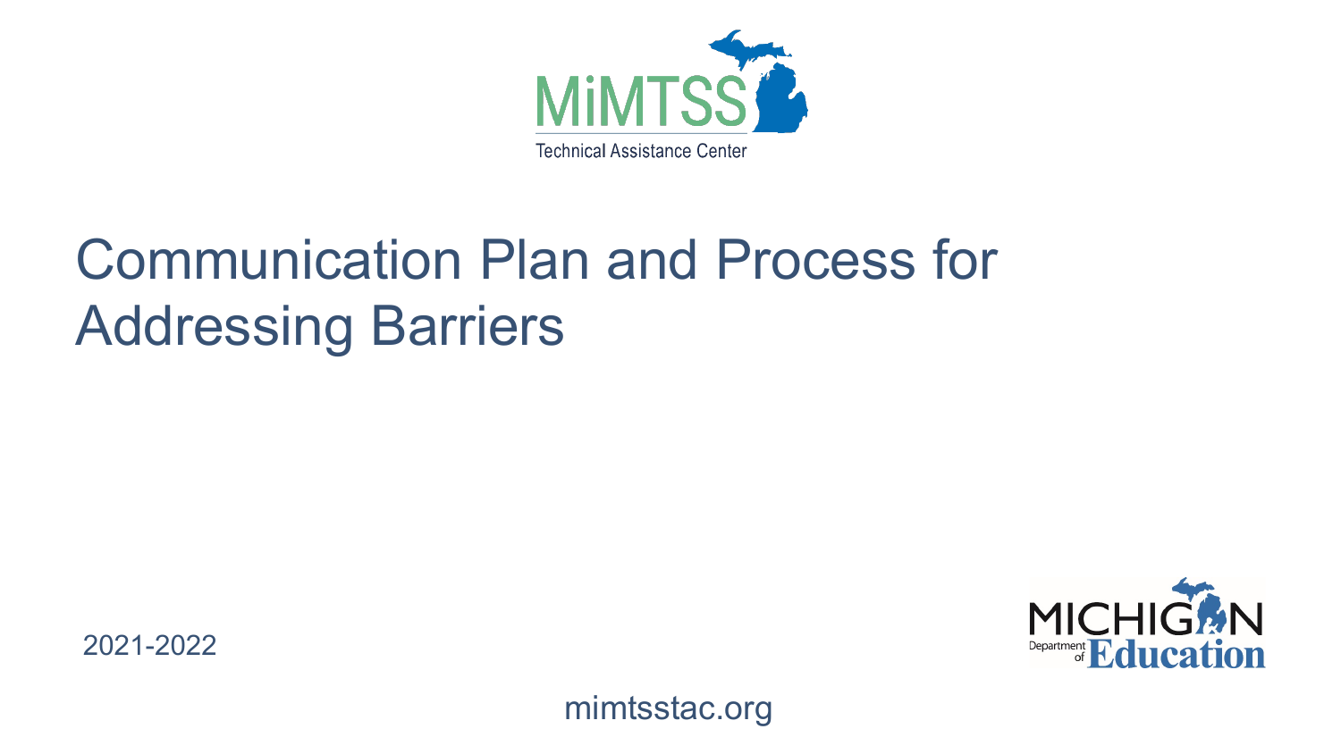MiMTSS Technical Assistance Center

# Communication Plan and Process for Addressing Barriers

2021-2022

MICHIGAN Department of Education

mimtsstac.org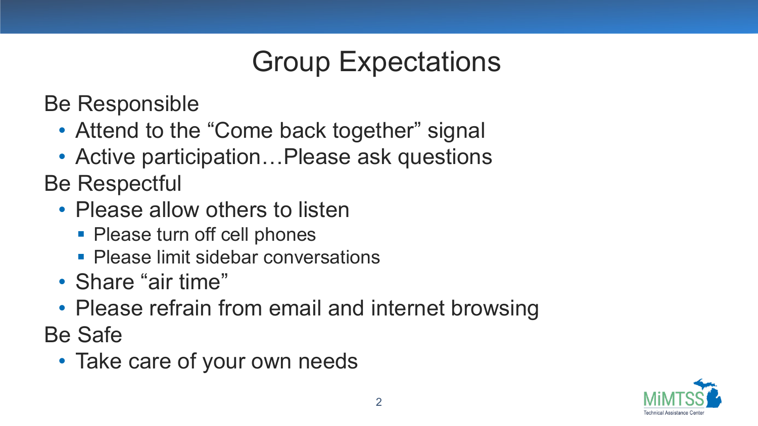# Group Expectations

Be Responsible

- Attend to the “Come back together” signal
- Active participation…Please ask questions

Be Respectful

- Please allow others to listen
  - Please turn off cell phones
  - Please limit sidebar conversations
- Share “air time”
- Please refrain from email and internet browsing

Be Safe

- Take care of your own needs

MiMTSS Technical Assistance Center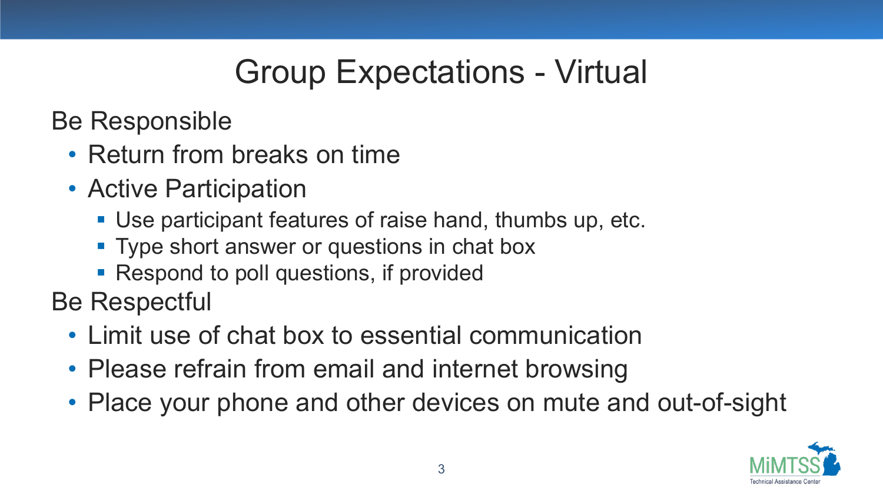# Group Expectations - Virtual

Be Responsible

- Return from breaks on time
- Active Participation
  - Use participant features of raise hand, thumbs up, etc.
  - Type short answer or questions in chat box
  - Respond to poll questions, if provided

Be Respectful

- Limit use of chat box to essential communication
- Please refrain from email and internet browsing
- Place your phone and other devices on mute and out-of-sight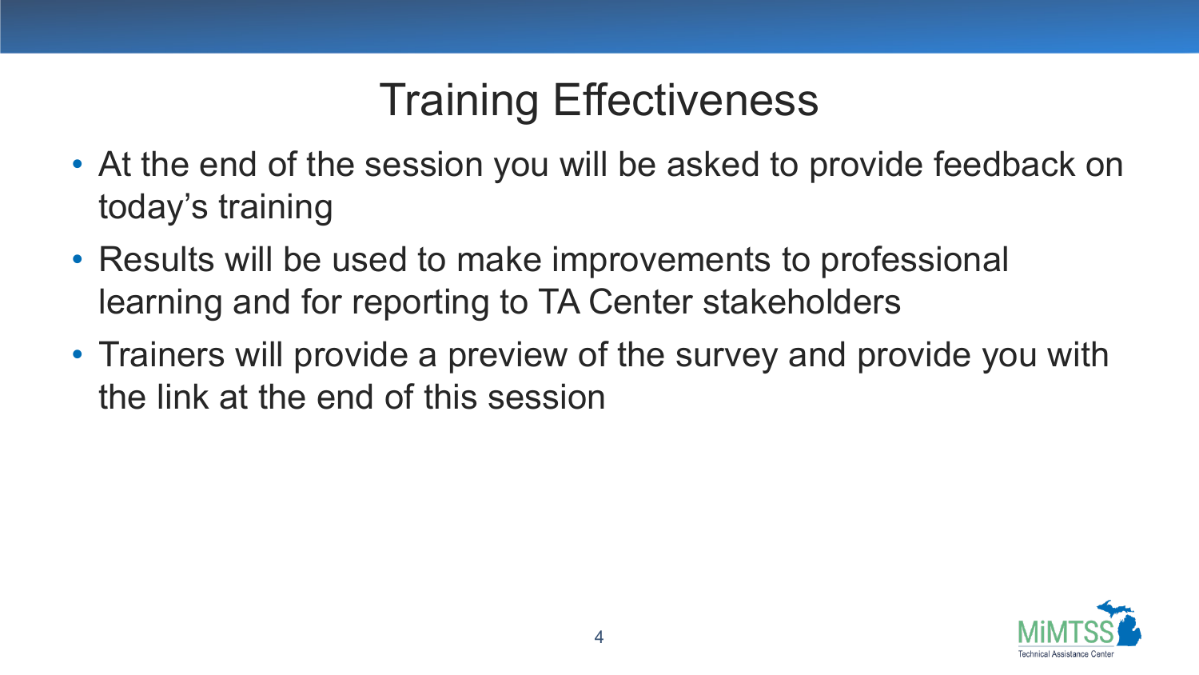# Training Effectiveness

- At the end of the session you will be asked to provide feedback on today's training
- Results will be used to make improvements to professional learning and for reporting to TA Center stakeholders
- Trainers will provide a preview of the survey and provide you with the link at the end of this session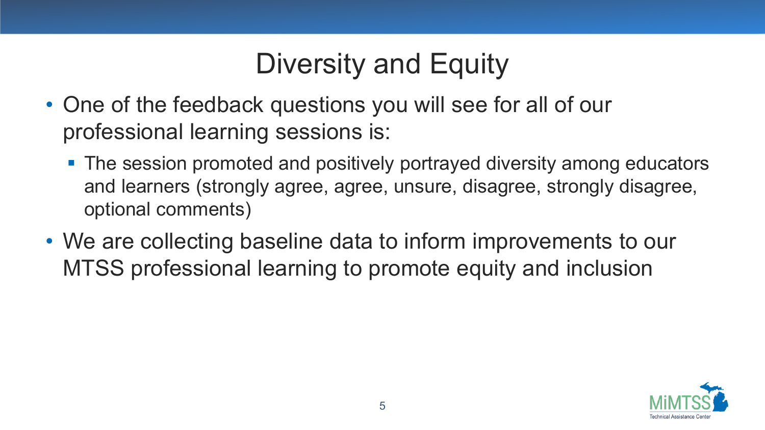# Diversity and Equity

- One of the feedback questions you will see for all of our professional learning sessions is:
  - The session promoted and positively portrayed diversity among educators and learners (strongly agree, agree, unsure, disagree, strongly disagree, optional comments)
- We are collecting baseline data to inform improvements to our MTSS professional learning to promote equity and inclusion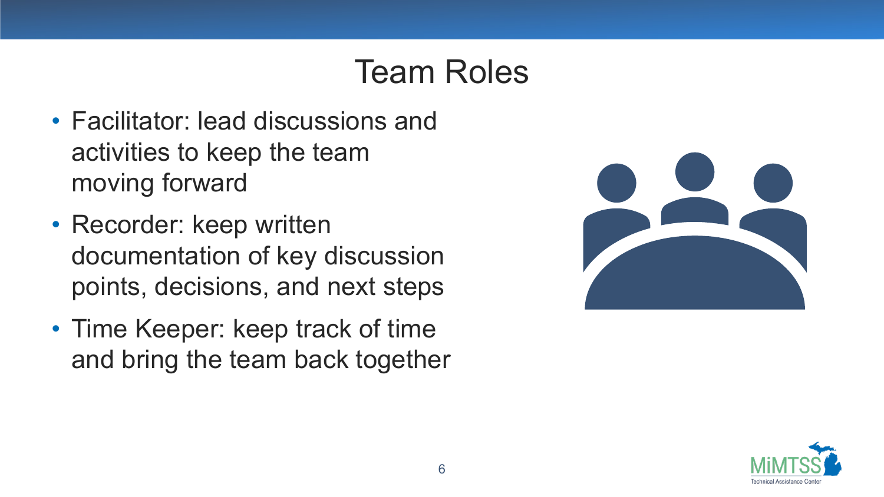# Team Roles

- Facilitator: lead discussions and activities to keep the team moving forward
- Recorder: keep written documentation of key discussion points, decisions, and next steps
- Time Keeper: keep track of time and bring the team back together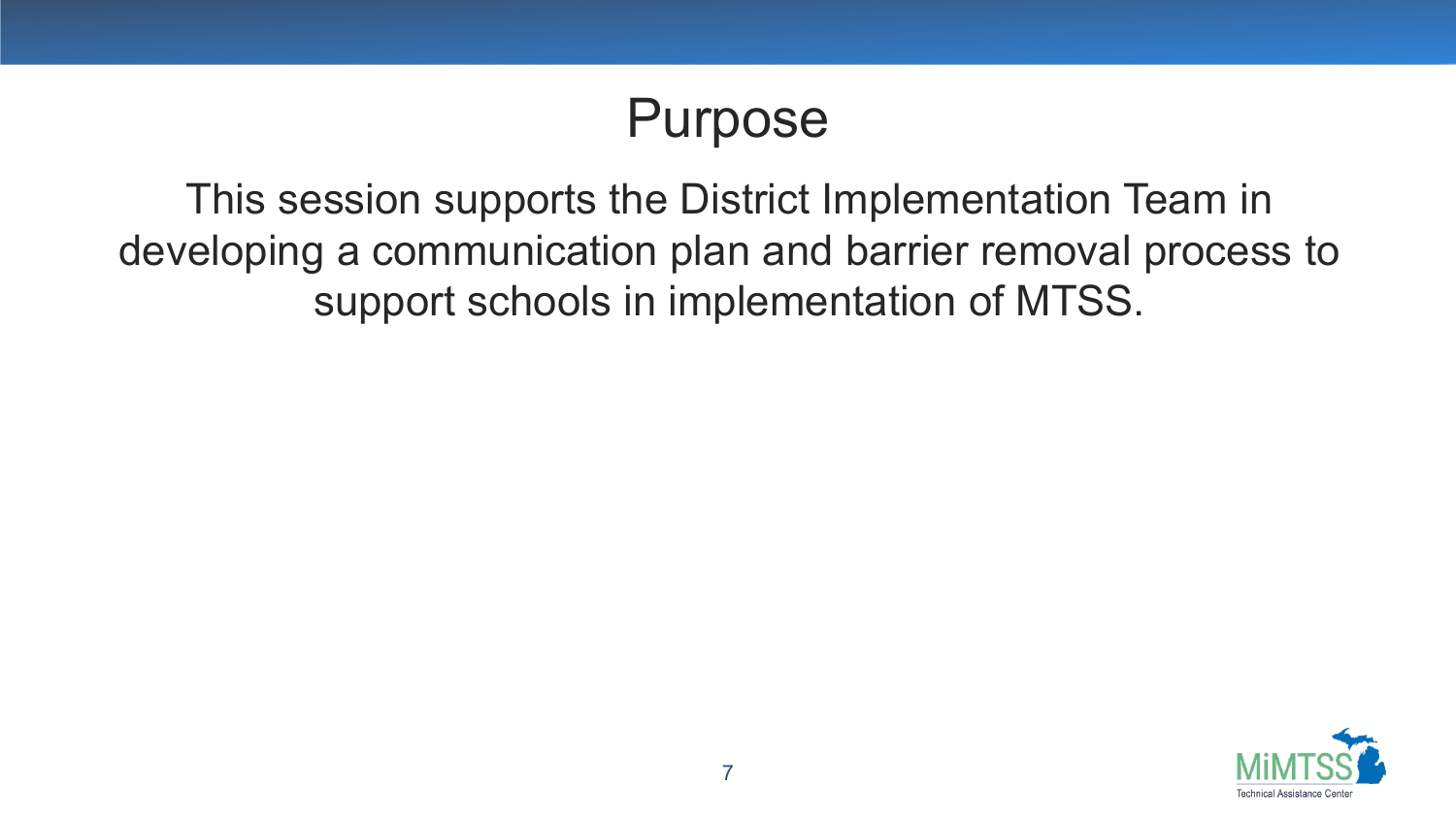# Purpose

This session supports the District Implementation Team in developing a communication plan and barrier removal process to support schools in implementation of MTSS.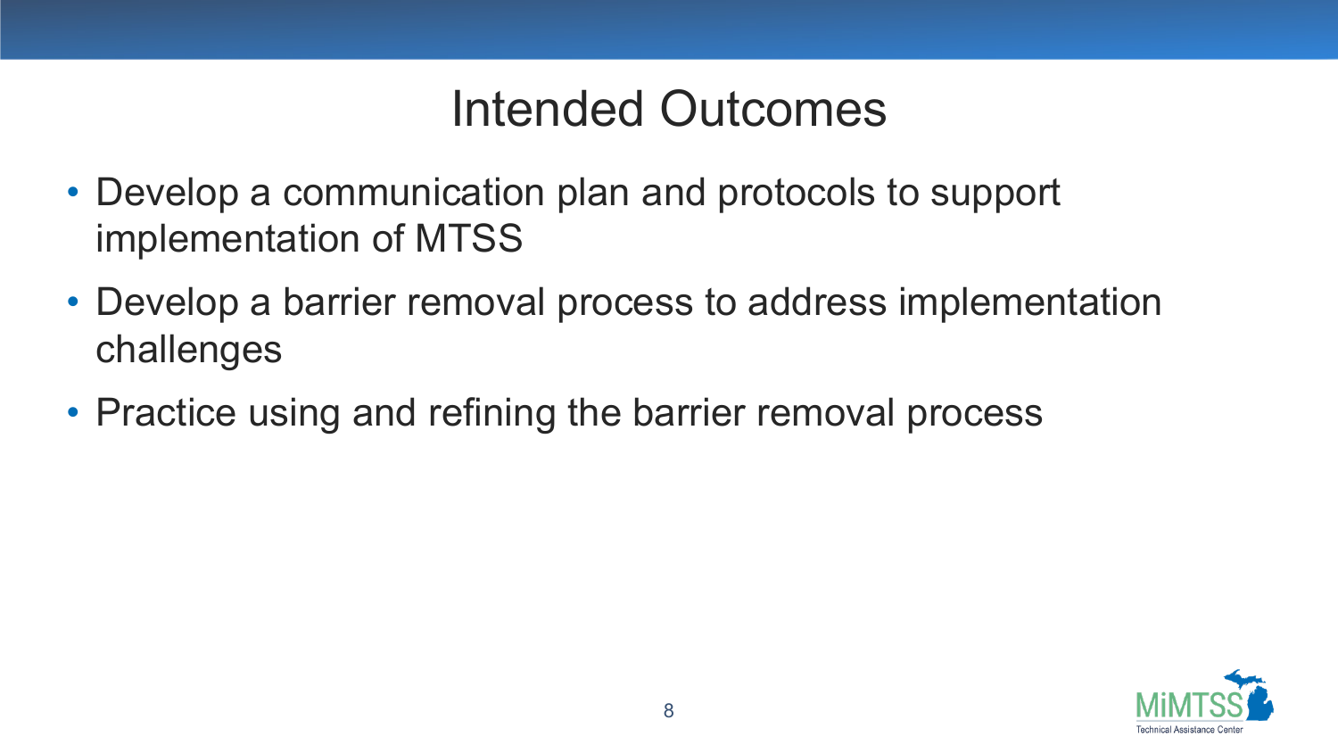# Intended Outcomes

- Develop a communication plan and protocols to support implementation of MTSS
- Develop a barrier removal process to address implementation challenges
- Practice using and refining the barrier removal process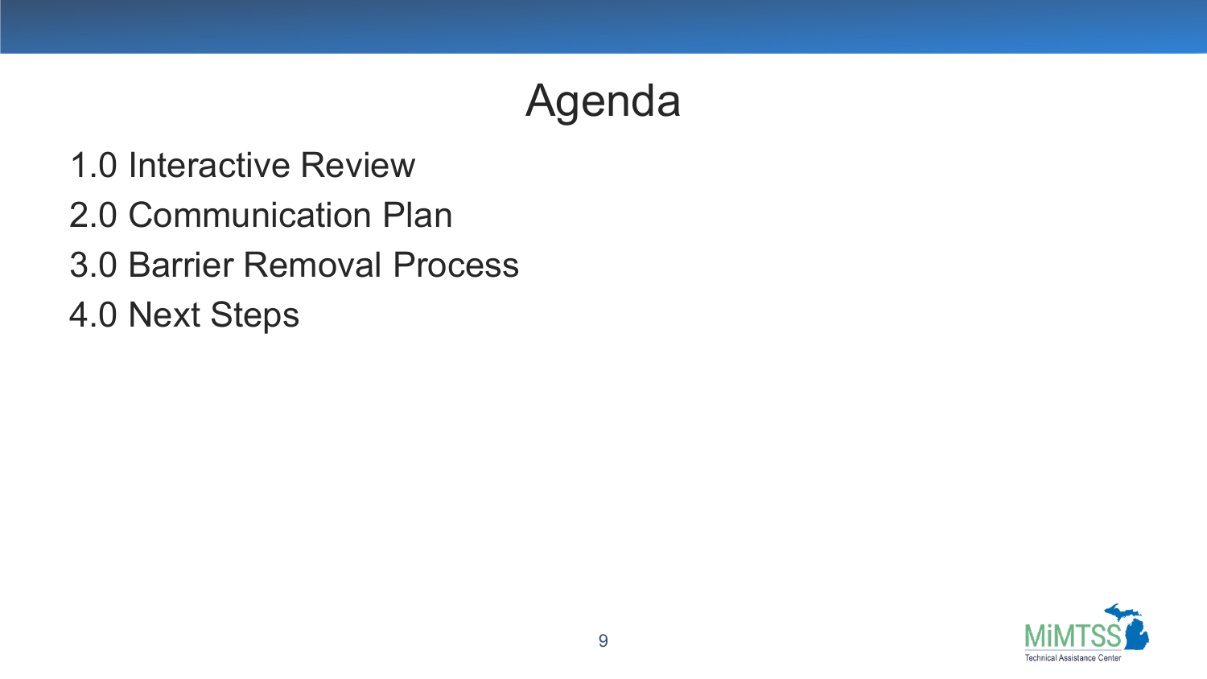# Agenda

1.0 Interactive Review

2.0 Communication Plan

3.0 Barrier Removal Process

4.0 Next Steps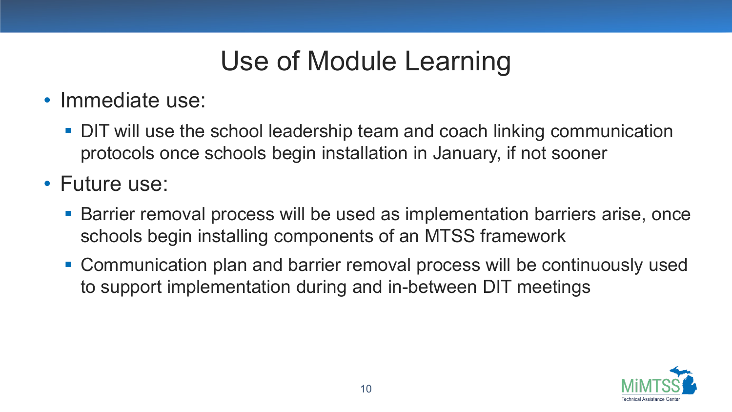# Use of Module Learning

- Immediate use:
  - DIT will use the school leadership team and coach linking communication protocols once schools begin installation in January, if not sooner
- Future use:
  - Barrier removal process will be used as implementation barriers arise, once schools begin installing components of an MTSS framework
  - Communication plan and barrier removal process will be continuously used to support implementation during and in-between DIT meetings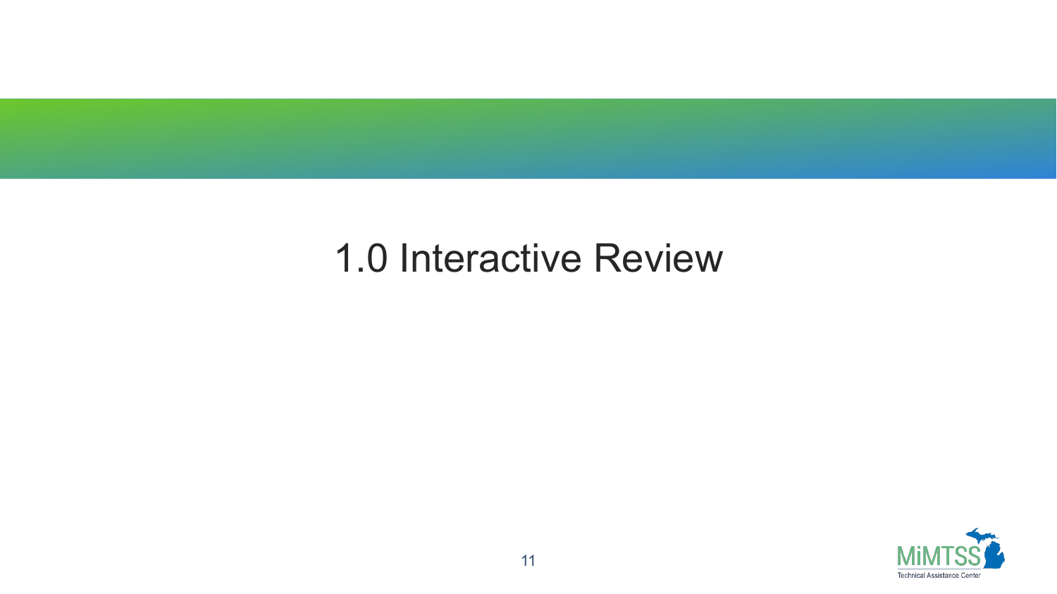# 1.0 Interactive Review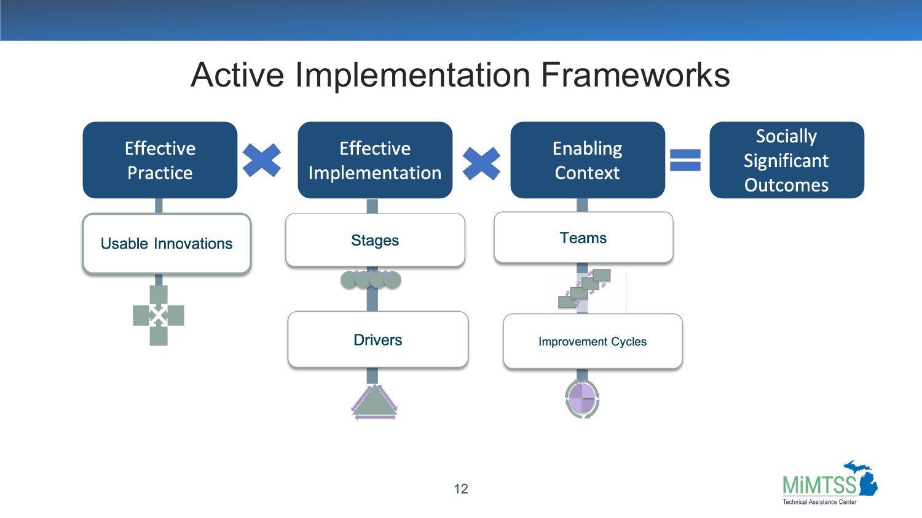# Active Implementation Frameworks

**Effective Practice** × **Effective Implementation** × **Enabling Context** = **Socially Significant Outcomes**

- Effective Practice
  - Usable Innovations
- Effective Implementation
  - Stages
  - Drivers
- Enabling Context
  - Teams
  - Improvement Cycles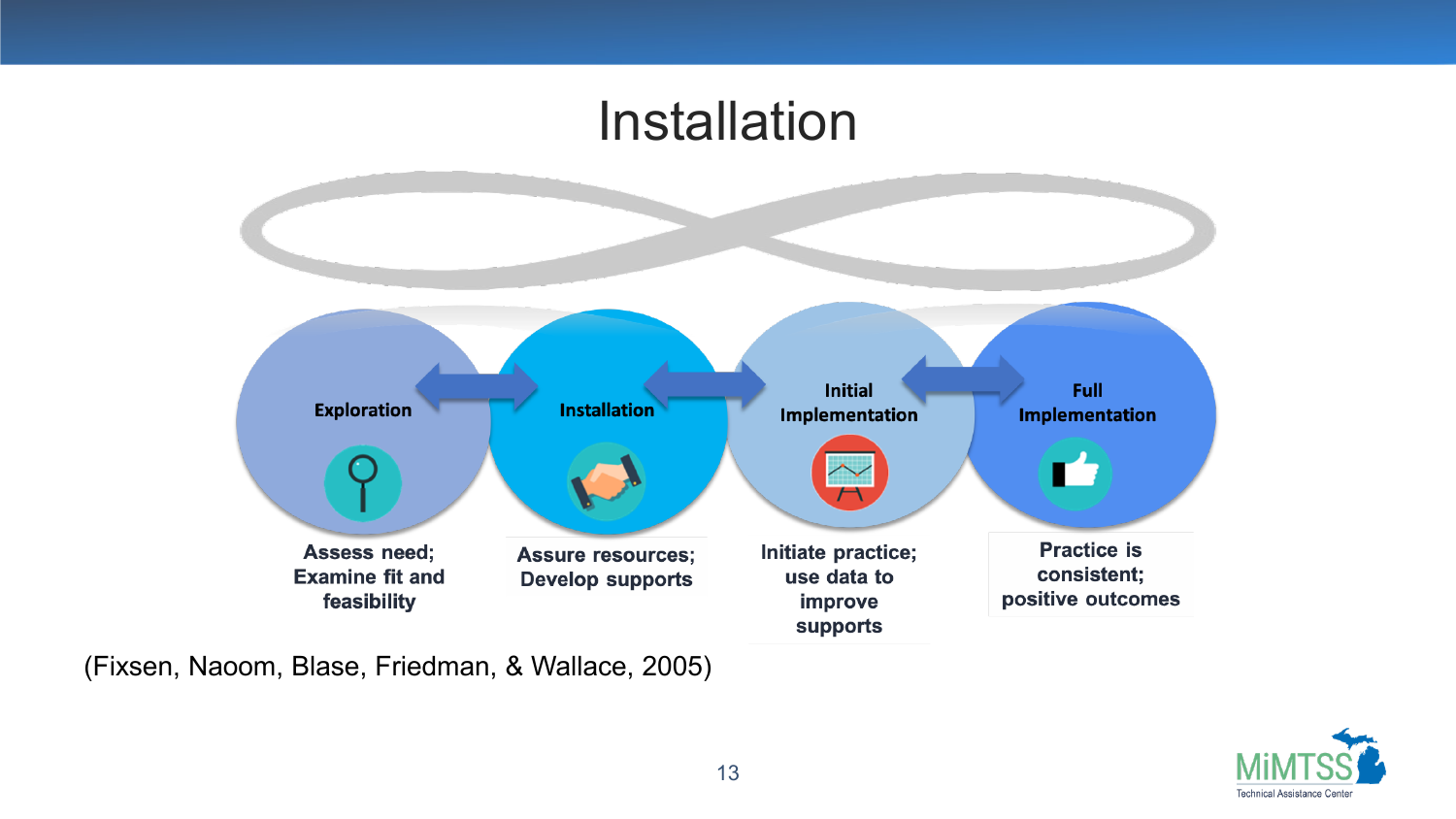# Installation

| Exploration | Installation | Initial Implementation | Full Implementation |
| --- | --- | --- | --- |
| Assess need; Examine fit and feasibility | Assure resources; Develop supports | Initiate practice; use data to improve supports | Practice is consistent; positive outcomes |

(Fixsen, Naoom, Blase, Friedman, & Wallace, 2005)

MiMTSS Technical Assistance Center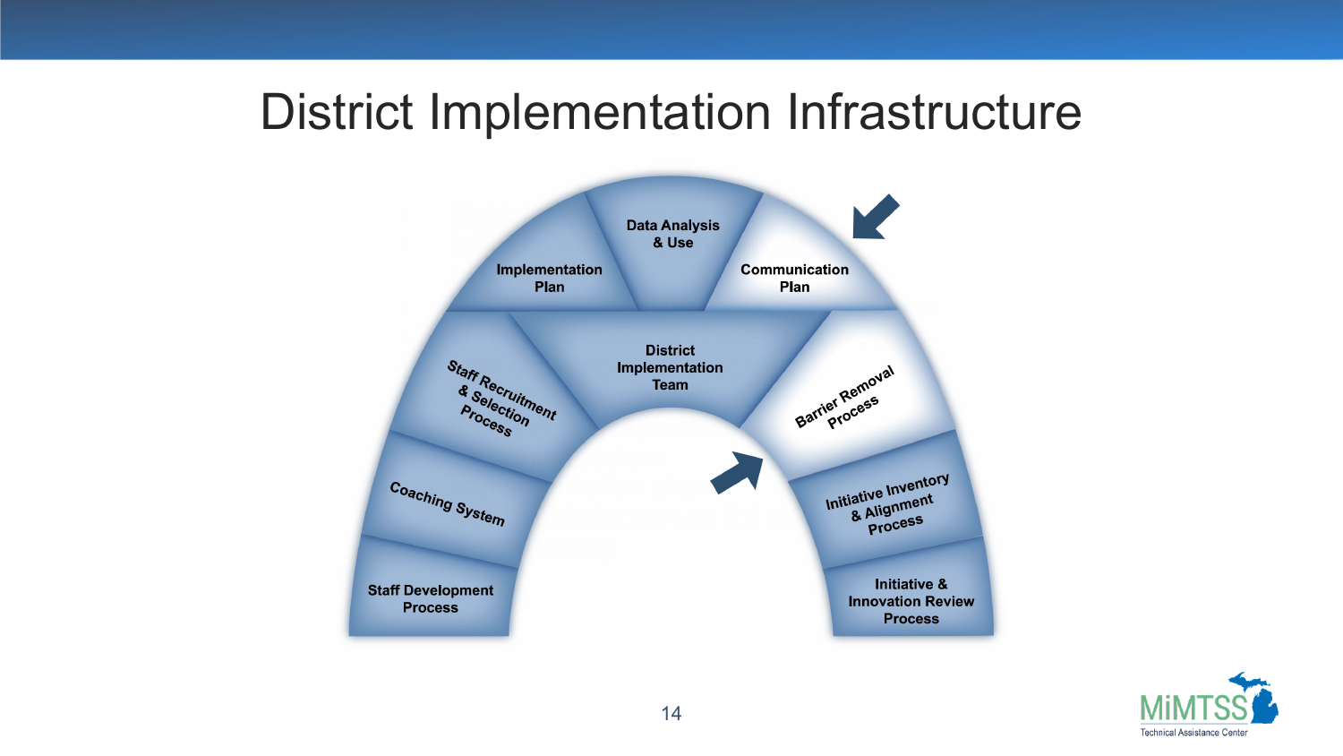# District Implementation Infrastructure

- Implementation Plan
- Data Analysis & Use
- Communication Plan
- Staff Recruitment & Selection Process
- District Implementation Team
- Barrier Removal Process
- Coaching System
- Initiative Inventory & Alignment Process
- Staff Development Process
- Initiative & Innovation Review Process

MiMTSS Technical Assistance Center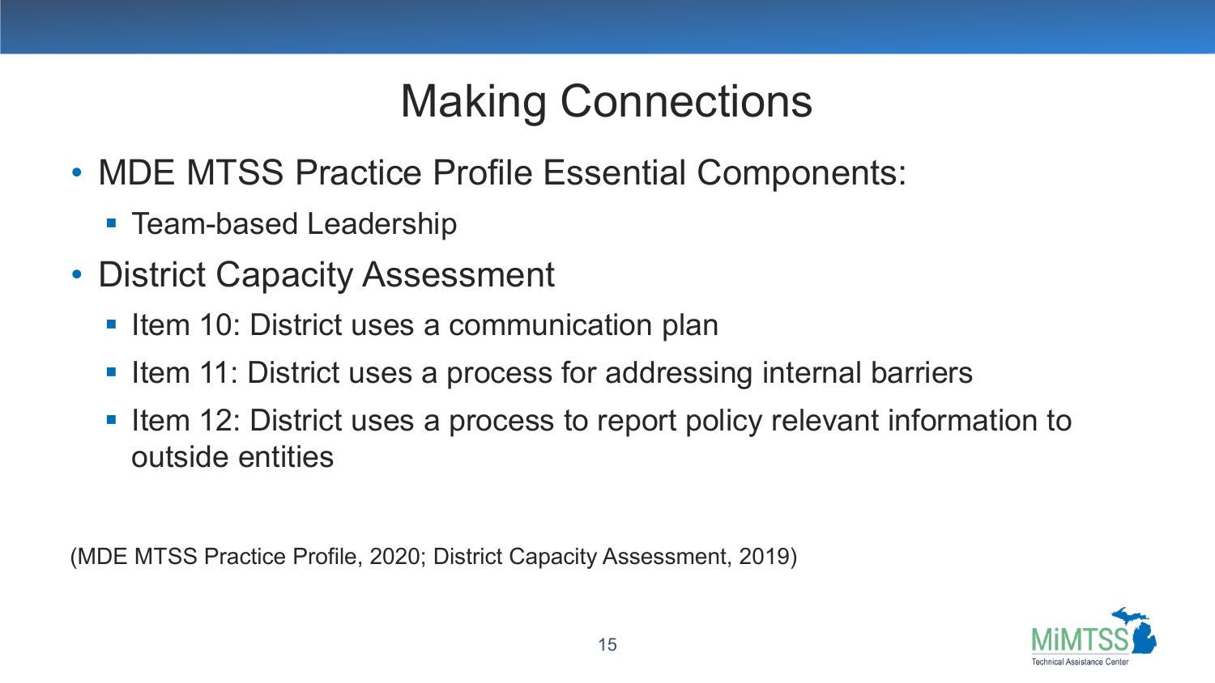# Making Connections

- MDE MTSS Practice Profile Essential Components:
  - Team-based Leadership
- District Capacity Assessment
  - Item 10: District uses a communication plan
  - Item 11: District uses a process for addressing internal barriers
  - Item 12: District uses a process to report policy relevant information to outside entities

(MDE MTSS Practice Profile, 2020; District Capacity Assessment, 2019)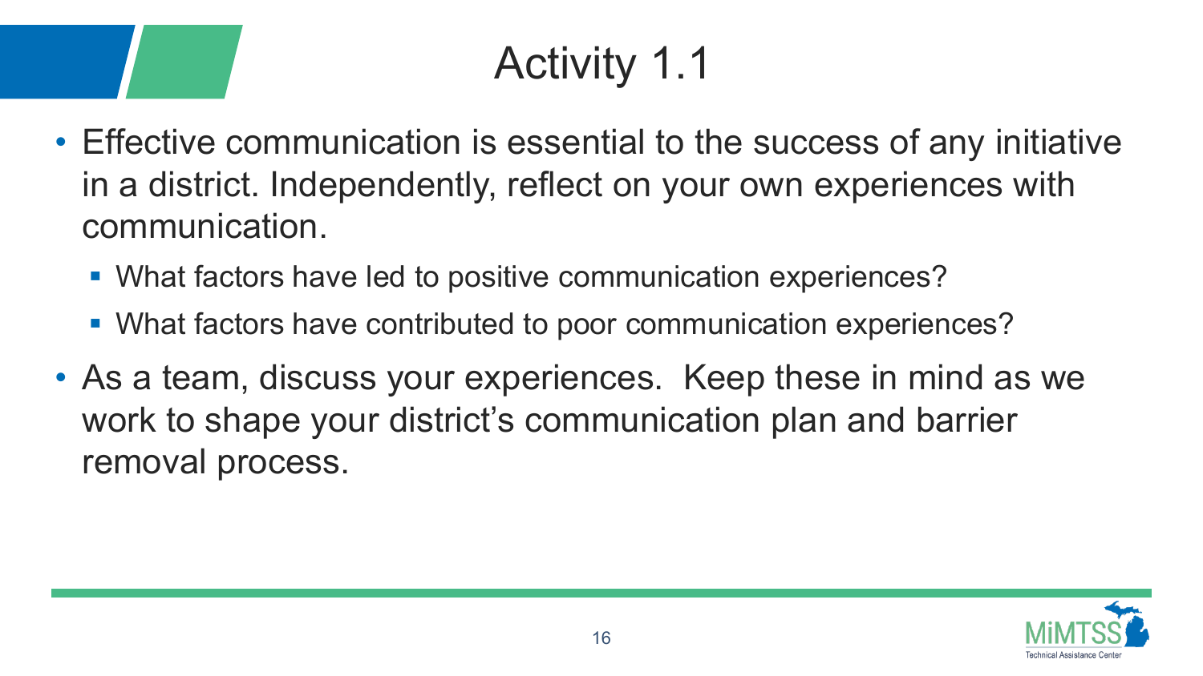# Activity 1.1

- Effective communication is essential to the success of any initiative in a district. Independently, reflect on your own experiences with communication.
  - What factors have led to positive communication experiences?
  - What factors have contributed to poor communication experiences?
- As a team, discuss your experiences. Keep these in mind as we work to shape your district's communication plan and barrier removal process.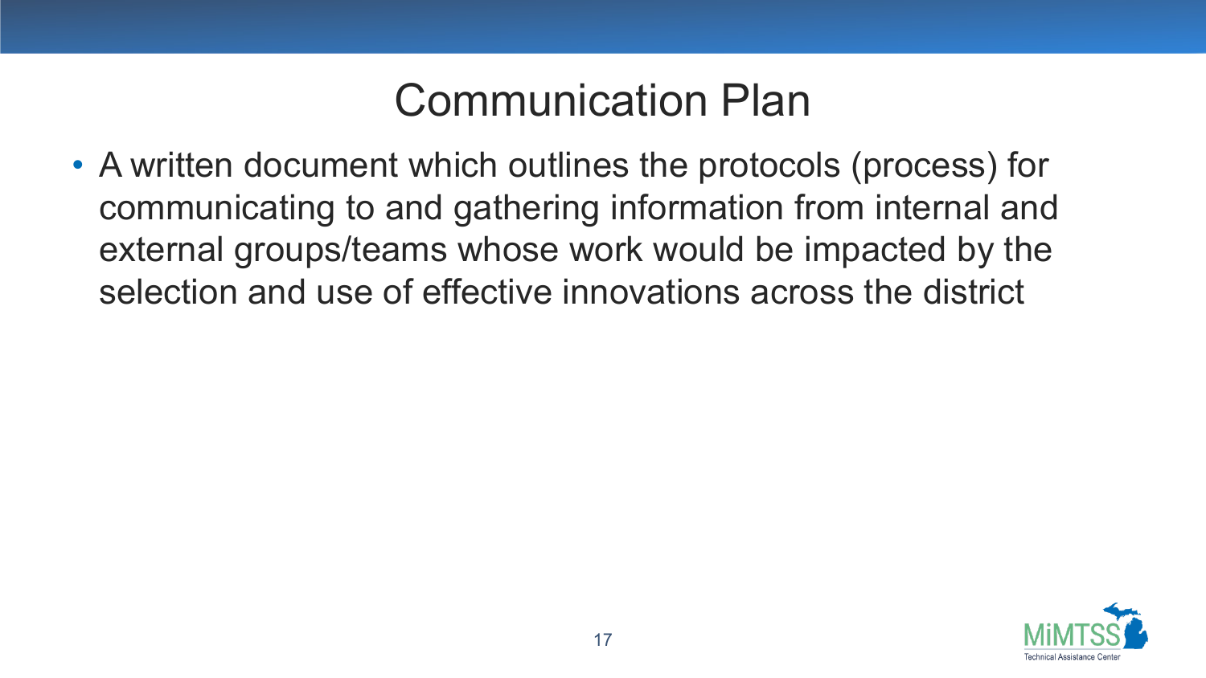# Communication Plan

- A written document which outlines the protocols (process) for communicating to and gathering information from internal and external groups/teams whose work would be impacted by the selection and use of effective innovations across the district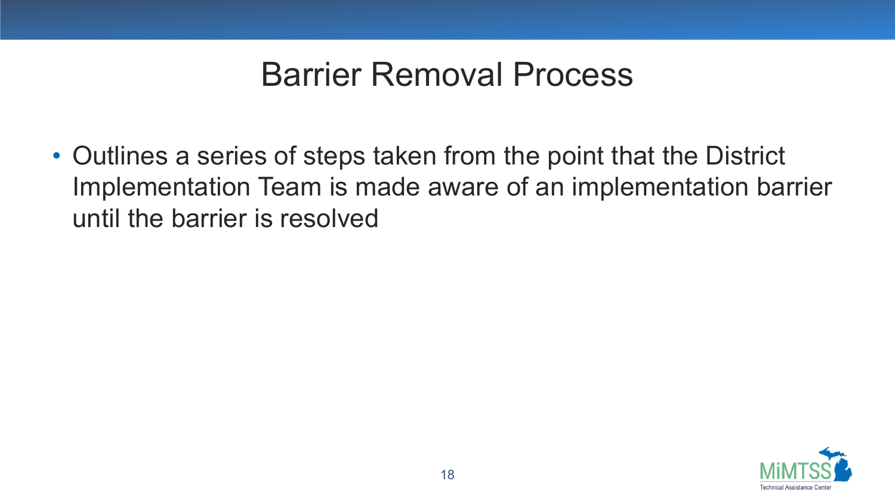# Barrier Removal Process

- Outlines a series of steps taken from the point that the District Implementation Team is made aware of an implementation barrier until the barrier is resolved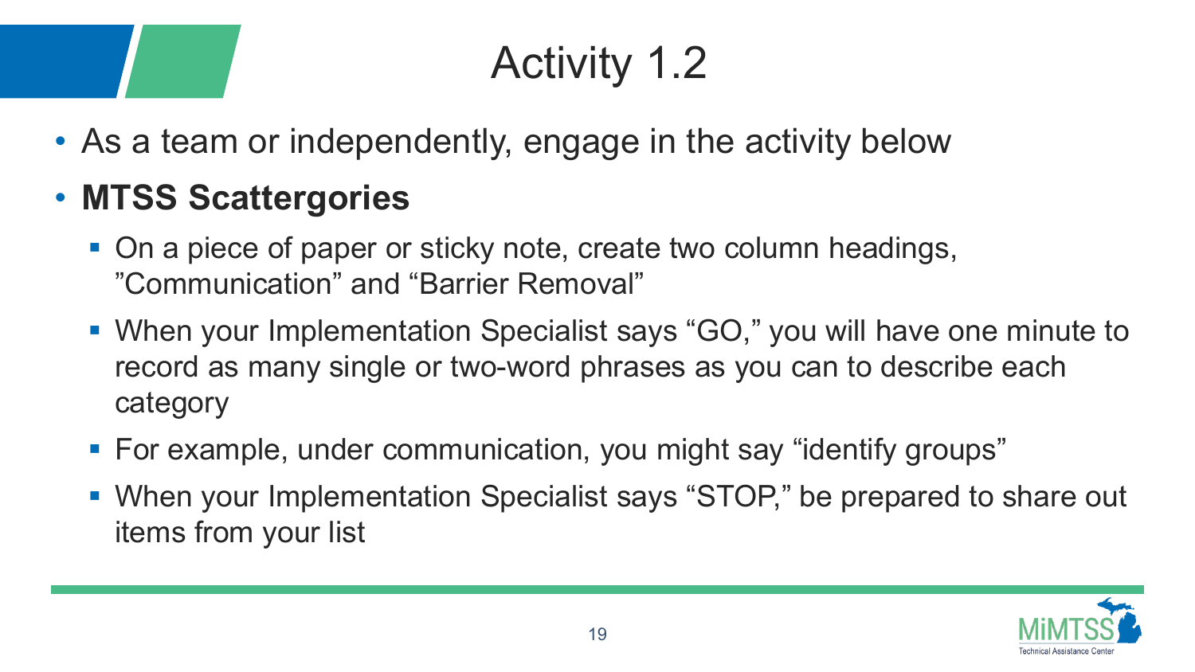# Activity 1.2

- As a team or independently, engage in the activity below
- **MTSS Scattergories**
  - On a piece of paper or sticky note, create two column headings, ”Communication” and “Barrier Removal”
  - When your Implementation Specialist says “GO,” you will have one minute to record as many single or two-word phrases as you can to describe each category
  - For example, under communication, you might say “identify groups”
  - When your Implementation Specialist says “STOP,” be prepared to share out items from your list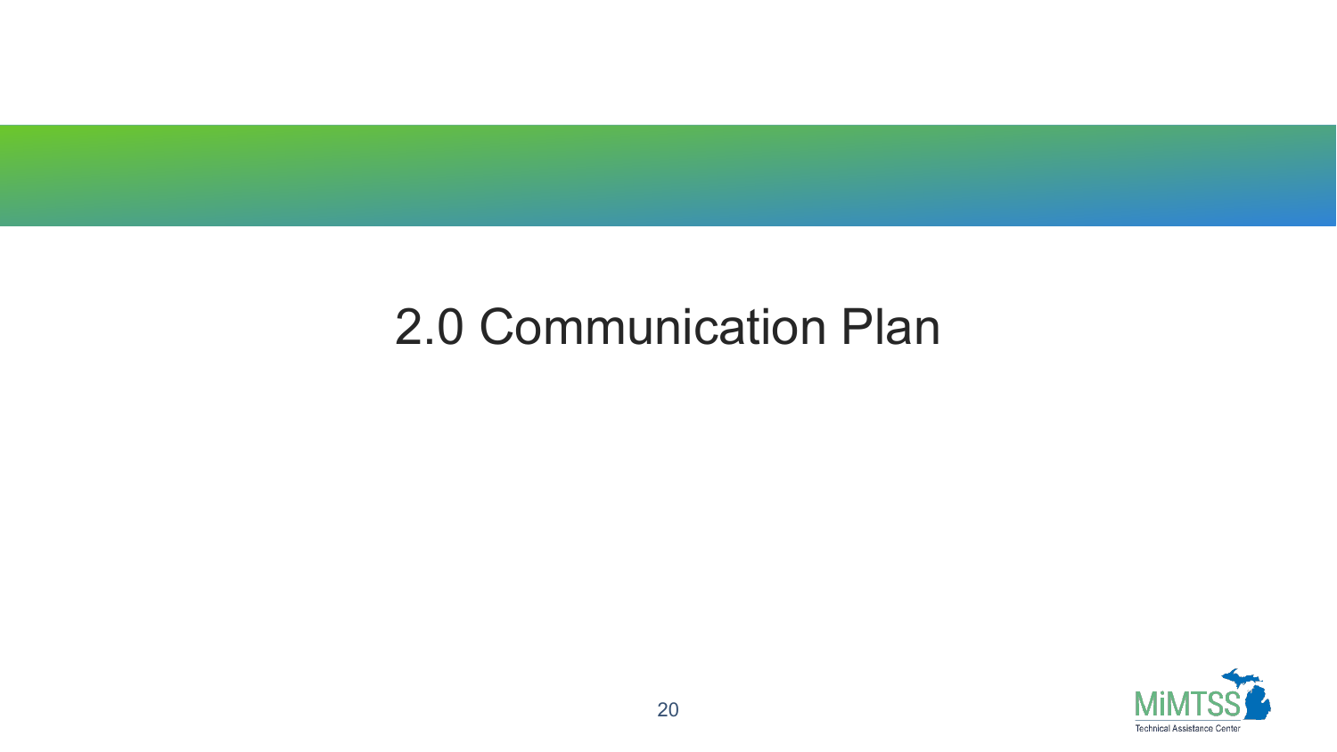# 2.0 Communication Plan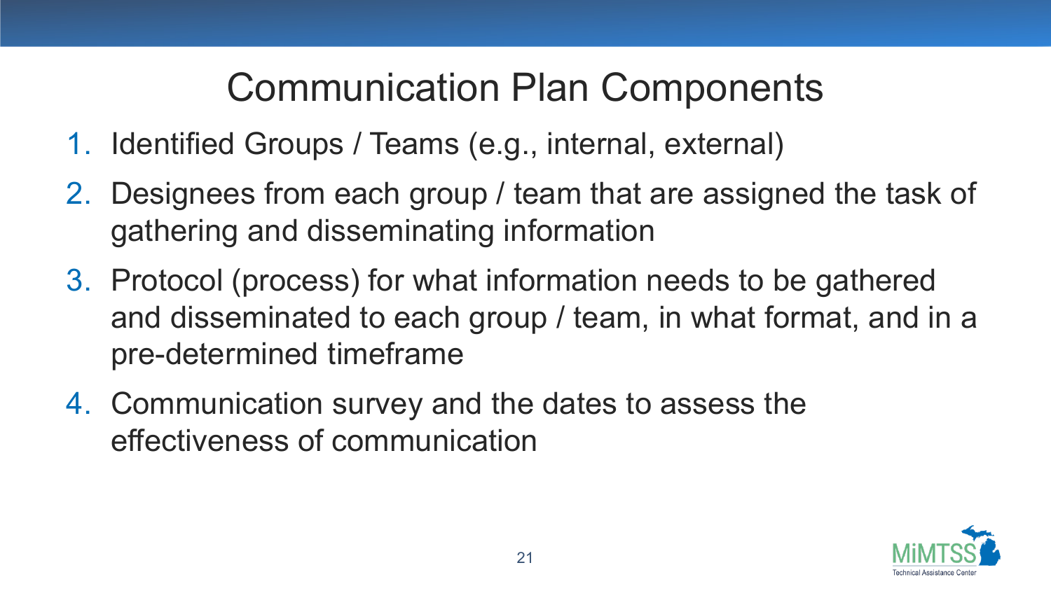# Communication Plan Components

1. Identified Groups / Teams (e.g., internal, external)
2. Designees from each group / team that are assigned the task of gathering and disseminating information
3. Protocol (process) for what information needs to be gathered and disseminated to each group / team, in what format, and in a pre-determined timeframe
4. Communication survey and the dates to assess the effectiveness of communication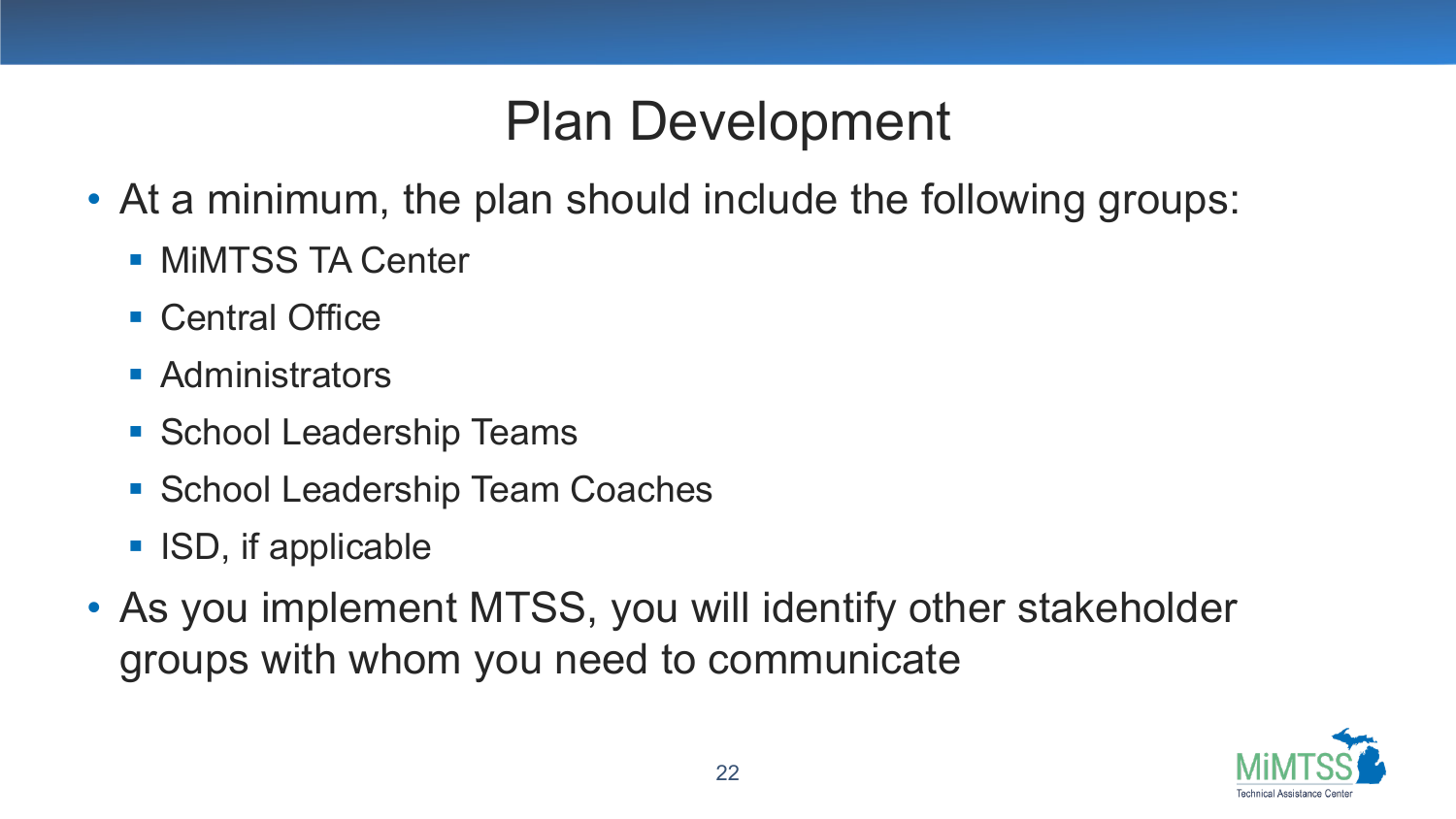# Plan Development

- At a minimum, the plan should include the following groups:
  - MiMTSS TA Center
  - Central Office
  - Administrators
  - School Leadership Teams
  - School Leadership Team Coaches
  - ISD, if applicable
- As you implement MTSS, you will identify other stakeholder groups with whom you need to communicate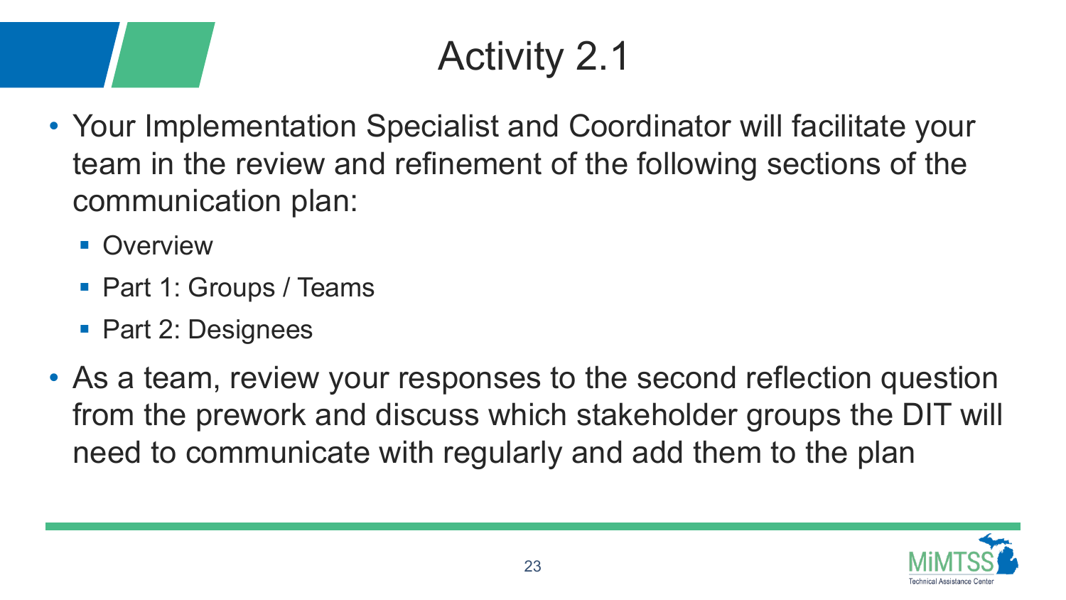# Activity 2.1

- Your Implementation Specialist and Coordinator will facilitate your team in the review and refinement of the following sections of the communication plan:
  - Overview
  - Part 1: Groups / Teams
  - Part 2: Designees
- As a team, review your responses to the second reflection question from the prework and discuss which stakeholder groups the DIT will need to communicate with regularly and add them to the plan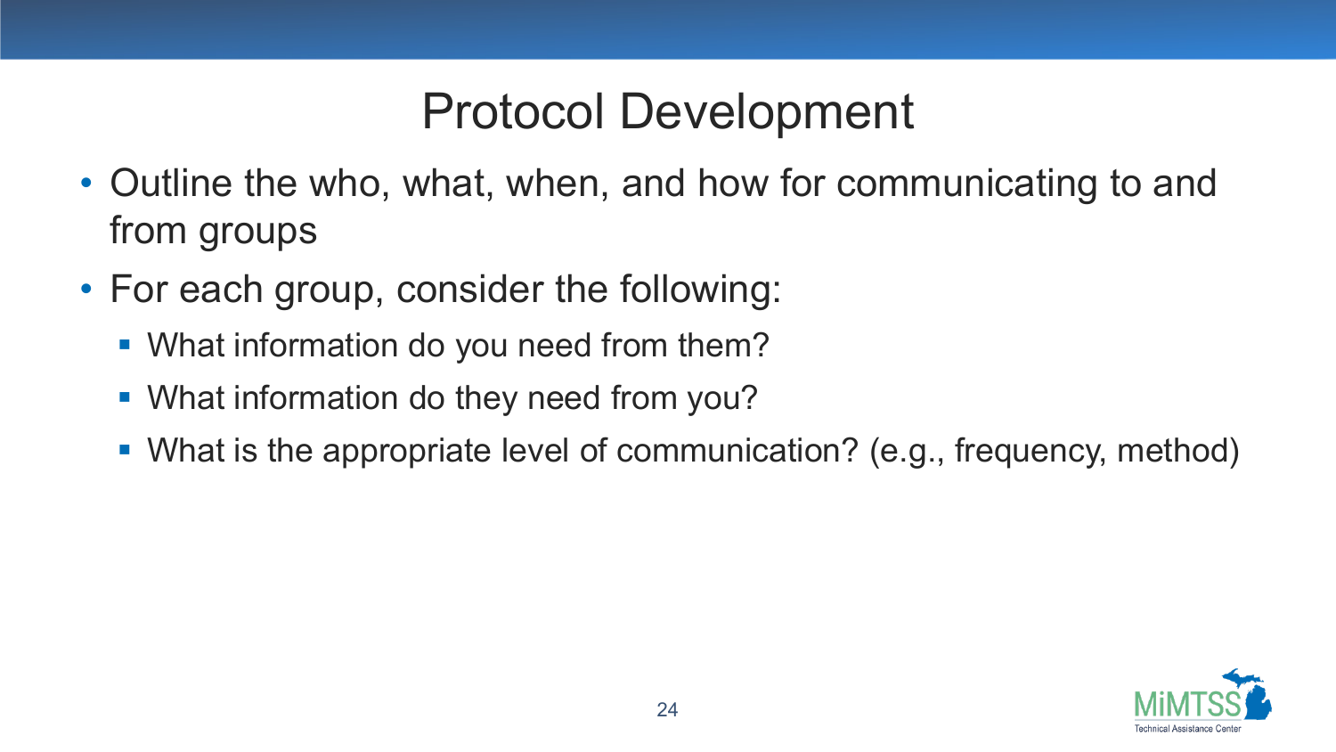# Protocol Development

- Outline the who, what, when, and how for communicating to and from groups
- For each group, consider the following:
  - What information do you need from them?
  - What information do they need from you?
  - What is the appropriate level of communication? (e.g., frequency, method)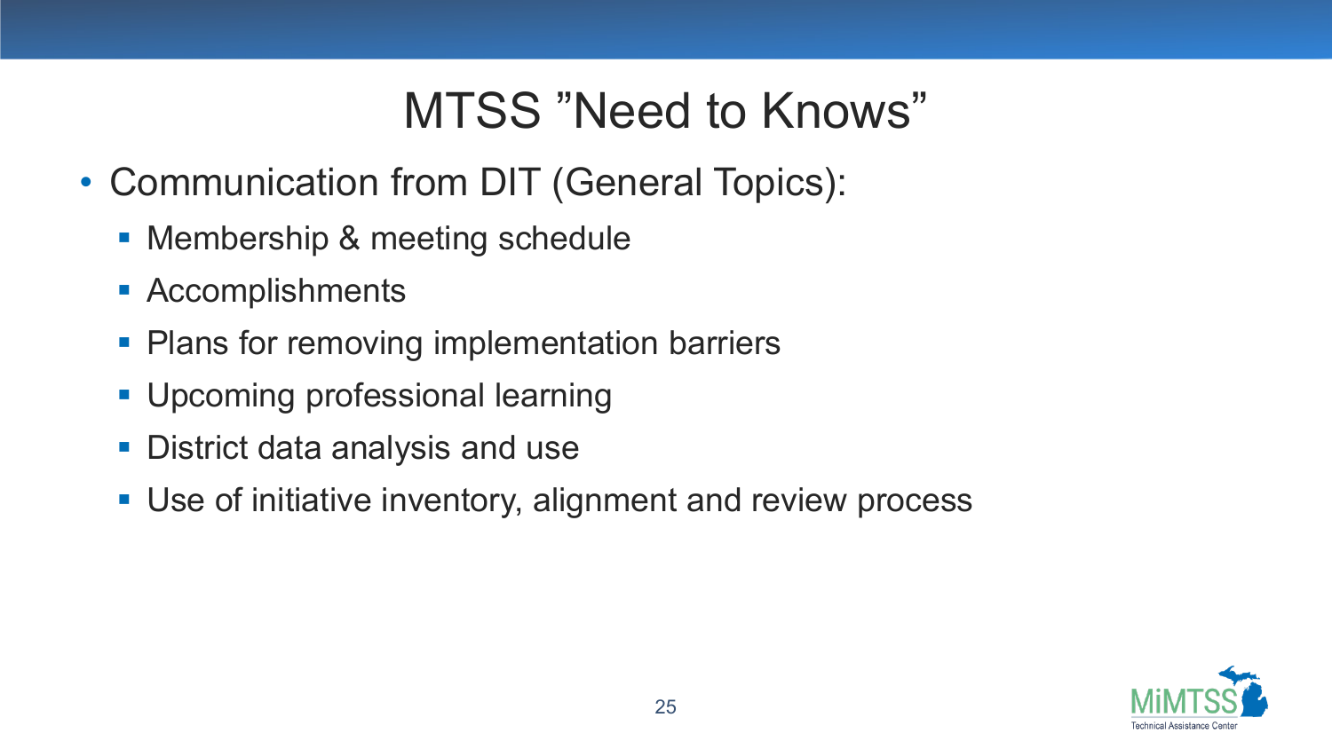# MTSS ”Need to Knows”

- Communication from DIT (General Topics):
  - Membership & meeting schedule
  - Accomplishments
  - Plans for removing implementation barriers
  - Upcoming professional learning
  - District data analysis and use
  - Use of initiative inventory, alignment and review process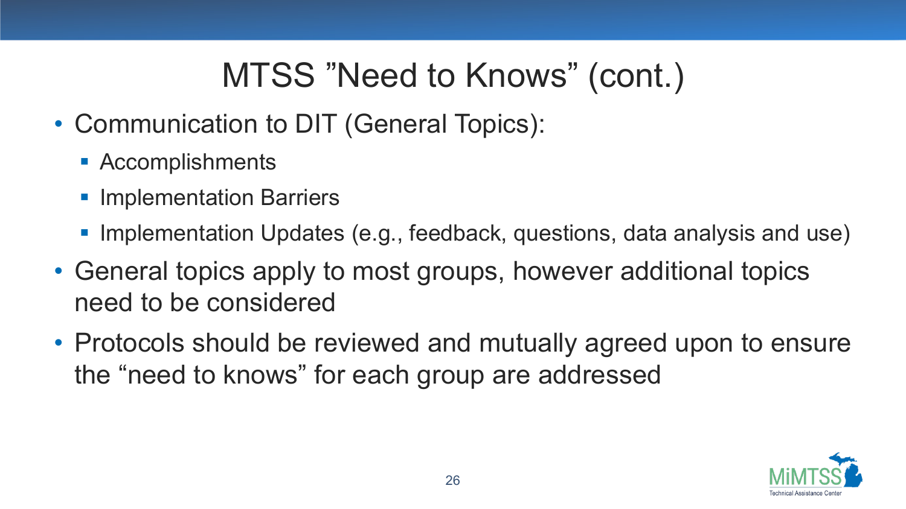# MTSS ”Need to Knows” (cont.)

- Communication to DIT (General Topics):
  - Accomplishments
  - Implementation Barriers
  - Implementation Updates (e.g., feedback, questions, data analysis and use)
- General topics apply to most groups, however additional topics need to be considered
- Protocols should be reviewed and mutually agreed upon to ensure the “need to knows” for each group are addressed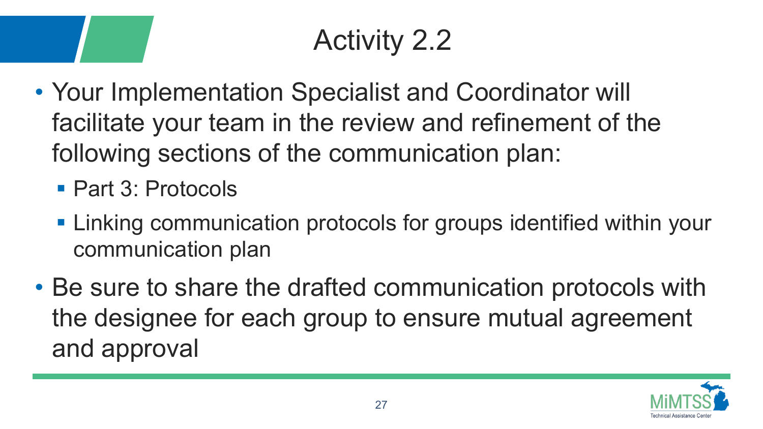# Activity 2.2

- Your Implementation Specialist and Coordinator will facilitate your team in the review and refinement of the following sections of the communication plan:
  - Part 3: Protocols
  - Linking communication protocols for groups identified within your communication plan
- Be sure to share the drafted communication protocols with the designee for each group to ensure mutual agreement and approval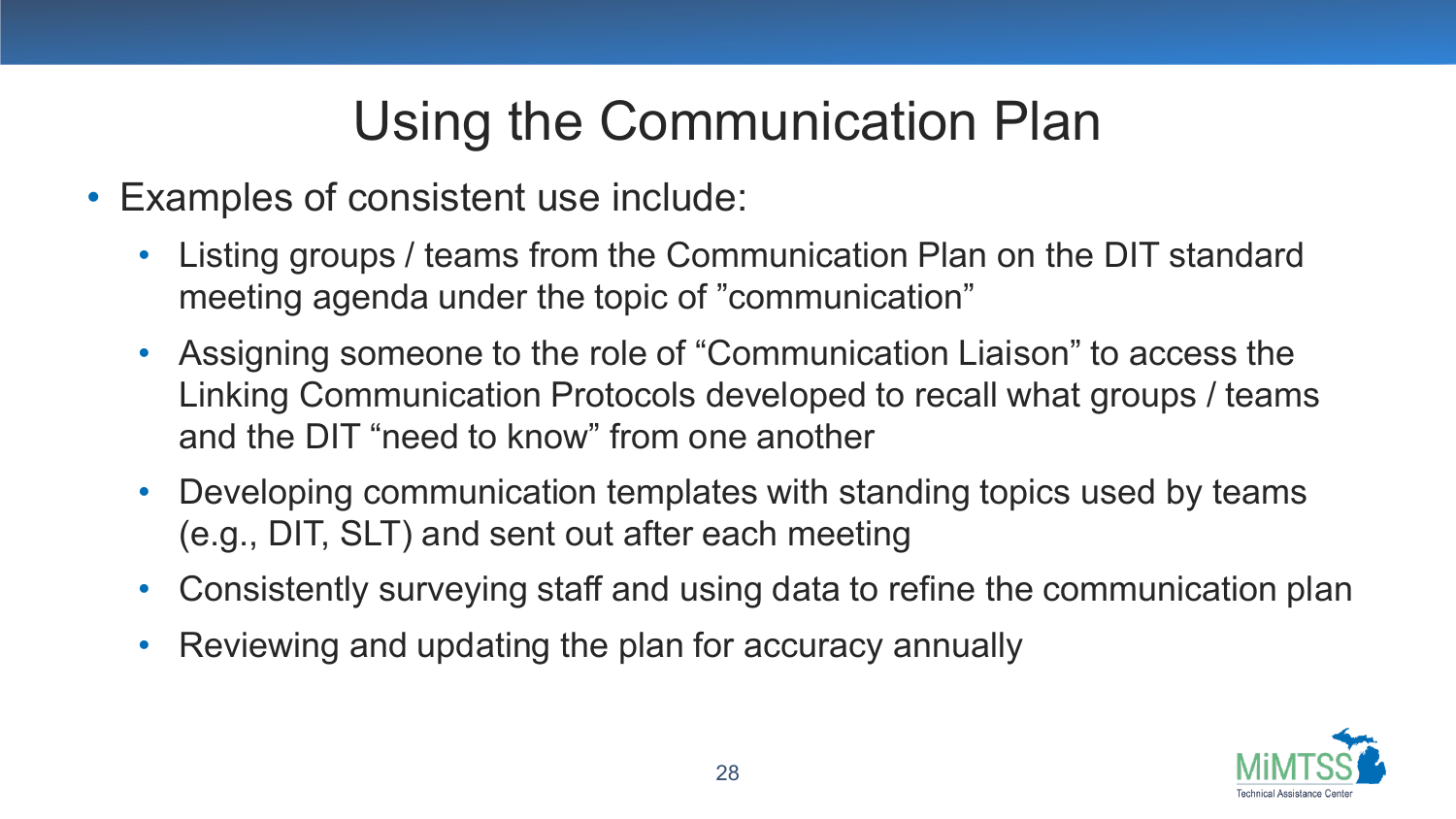# Using the Communication Plan

- Examples of consistent use include:
  - Listing groups / teams from the Communication Plan on the DIT standard meeting agenda under the topic of ”communication”
  - Assigning someone to the role of “Communication Liaison” to access the Linking Communication Protocols developed to recall what groups / teams and the DIT “need to know” from one another
  - Developing communication templates with standing topics used by teams (e.g., DIT, SLT) and sent out after each meeting
  - Consistently surveying staff and using data to refine the communication plan
  - Reviewing and updating the plan for accuracy annually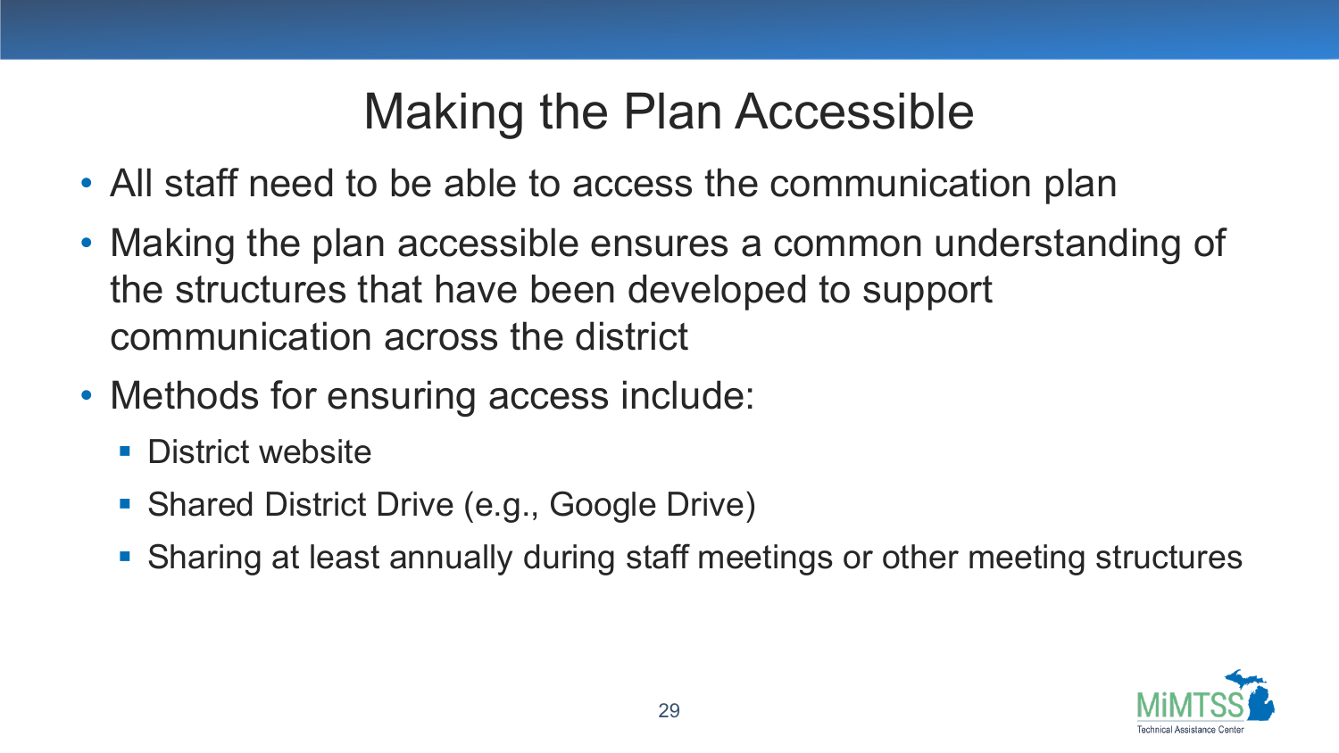# Making the Plan Accessible

- All staff need to be able to access the communication plan
- Making the plan accessible ensures a common understanding of the structures that have been developed to support communication across the district
- Methods for ensuring access include:
  - District website
  - Shared District Drive (e.g., Google Drive)
  - Sharing at least annually during staff meetings or other meeting structures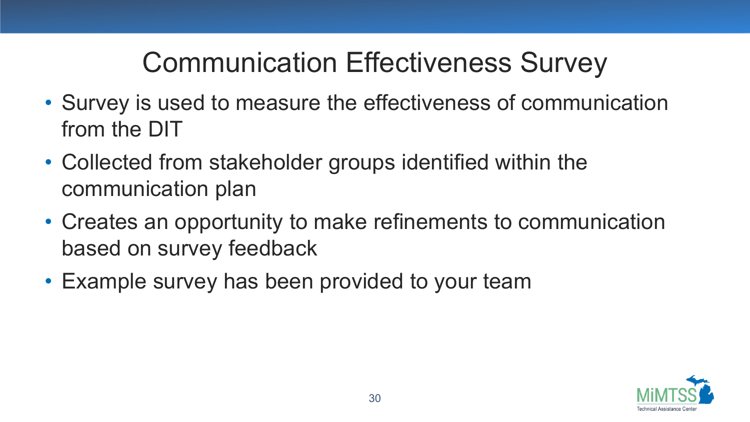# Communication Effectiveness Survey

- Survey is used to measure the effectiveness of communication from the DIT
- Collected from stakeholder groups identified within the communication plan
- Creates an opportunity to make refinements to communication based on survey feedback
- Example survey has been provided to your team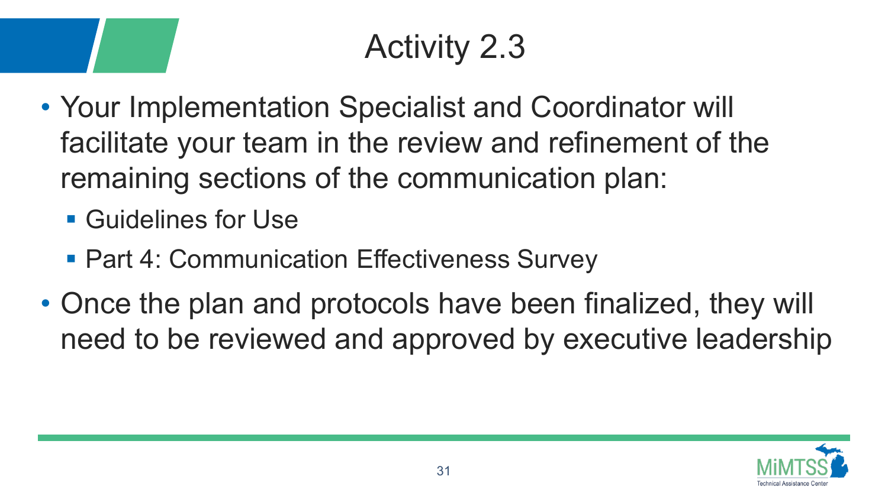# Activity 2.3

- Your Implementation Specialist and Coordinator will facilitate your team in the review and refinement of the remaining sections of the communication plan:
  - Guidelines for Use
  - Part 4: Communication Effectiveness Survey
- Once the plan and protocols have been finalized, they will need to be reviewed and approved by executive leadership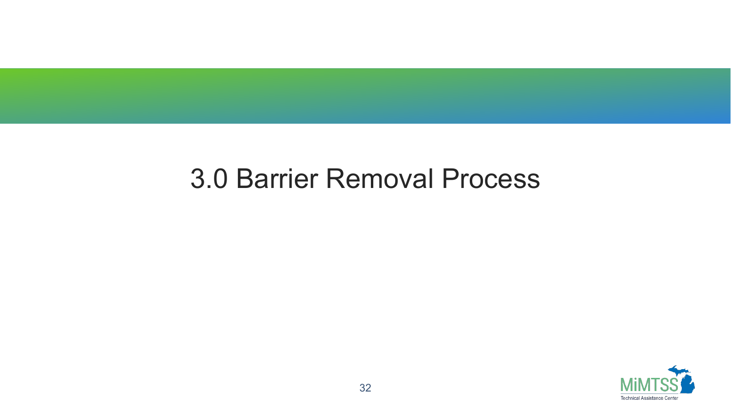# 3.0 Barrier Removal Process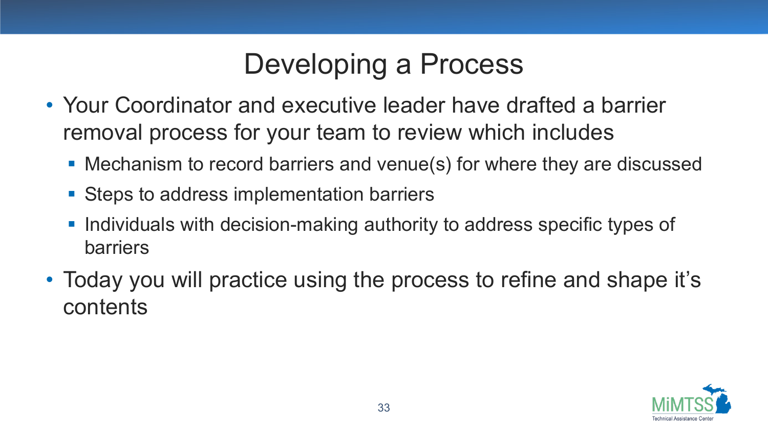# Developing a Process

- Your Coordinator and executive leader have drafted a barrier removal process for your team to review which includes
  - Mechanism to record barriers and venue(s) for where they are discussed
  - Steps to address implementation barriers
  - Individuals with decision-making authority to address specific types of barriers
- Today you will practice using the process to refine and shape it's contents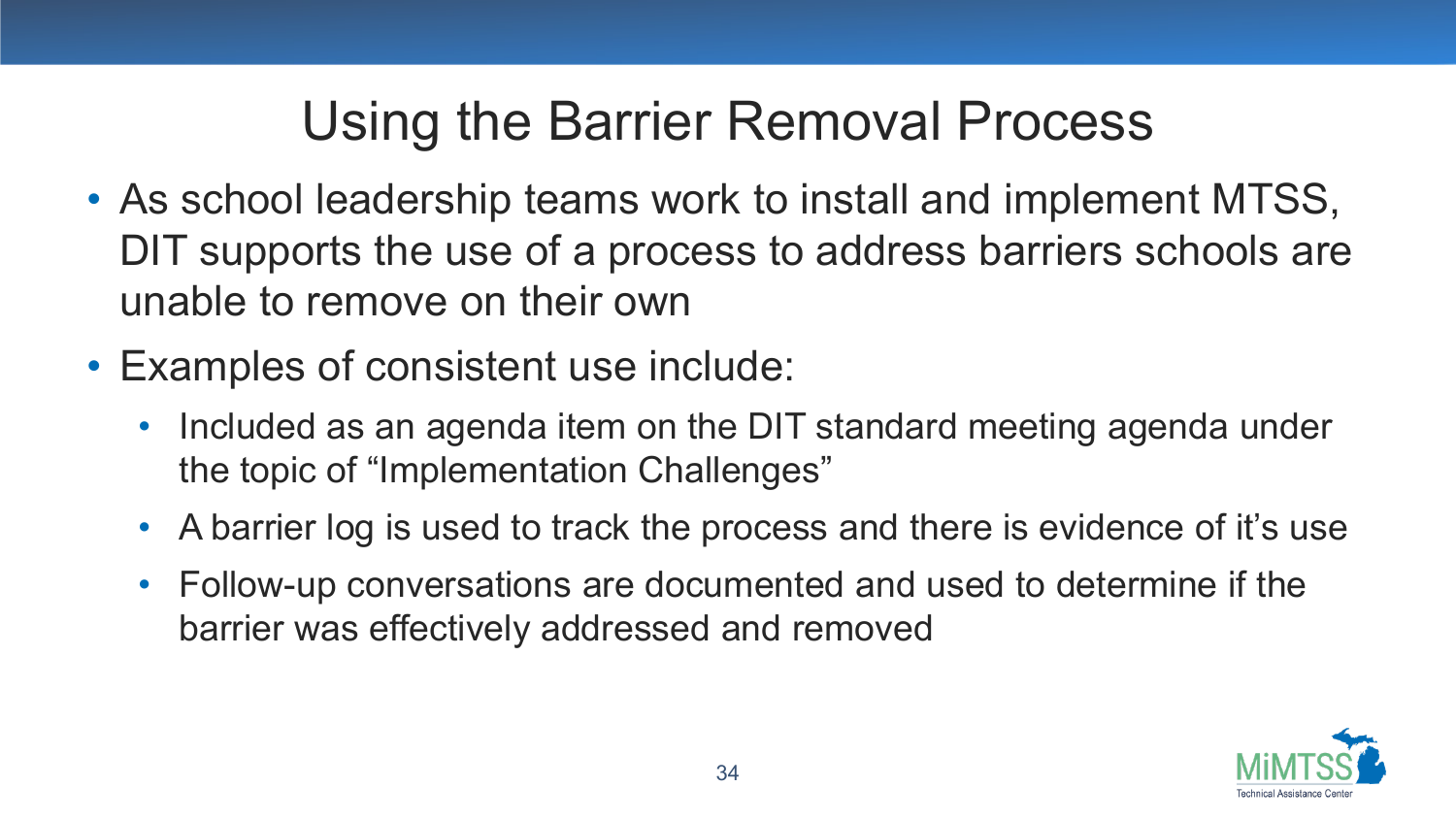# Using the Barrier Removal Process

- As school leadership teams work to install and implement MTSS, DIT supports the use of a process to address barriers schools are unable to remove on their own
- Examples of consistent use include:
  - Included as an agenda item on the DIT standard meeting agenda under the topic of "Implementation Challenges"
  - A barrier log is used to track the process and there is evidence of it's use
  - Follow-up conversations are documented and used to determine if the barrier was effectively addressed and removed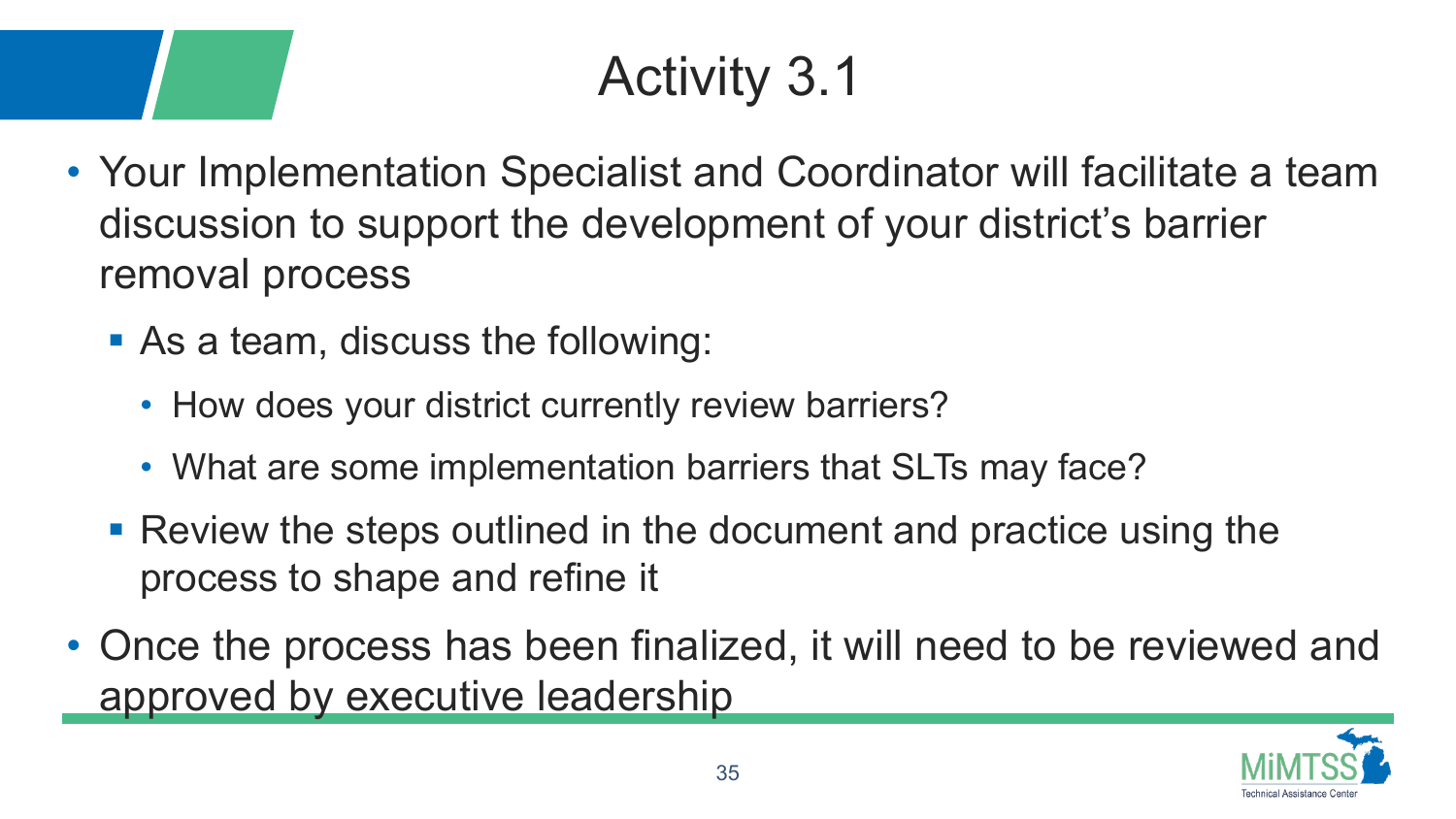# Activity 3.1

- Your Implementation Specialist and Coordinator will facilitate a team discussion to support the development of your district's barrier removal process
  - As a team, discuss the following:
    - How does your district currently review barriers?
    - What are some implementation barriers that SLTs may face?
  - Review the steps outlined in the document and practice using the process to shape and refine it
- Once the process has been finalized, it will need to be reviewed and approved by executive leadership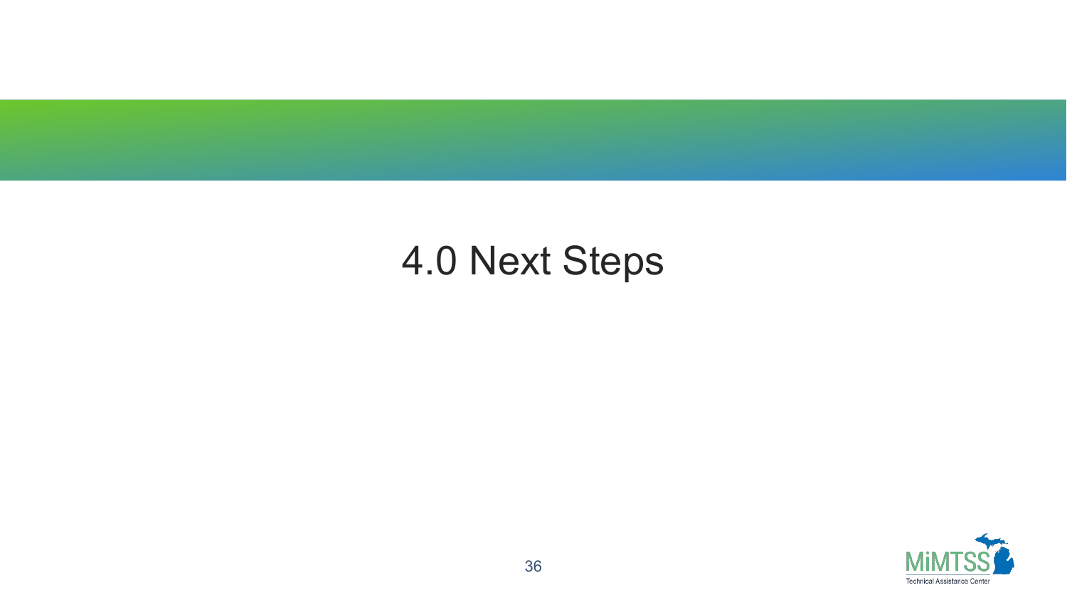# 4.0 Next Steps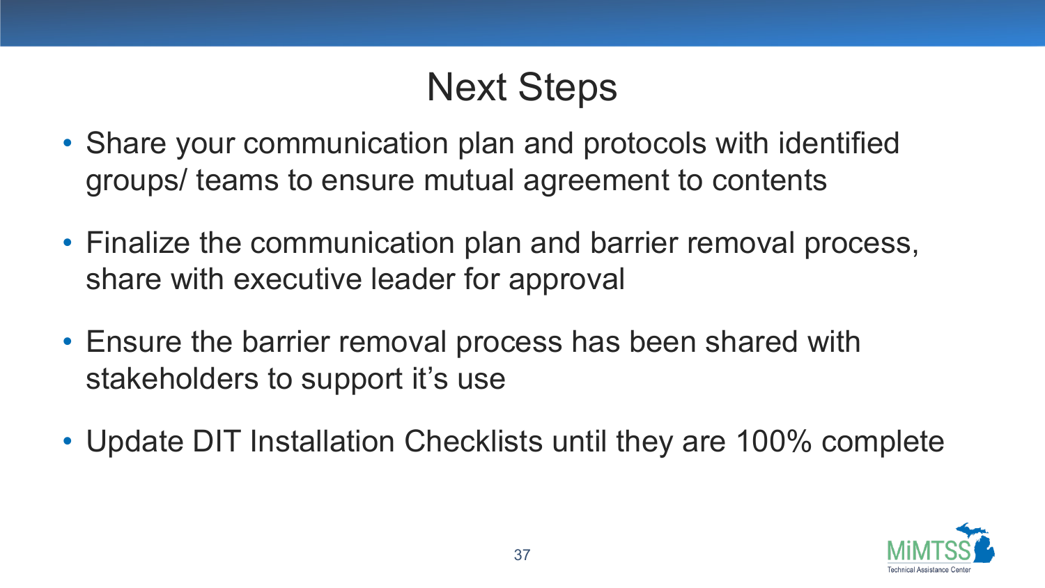# Next Steps

- Share your communication plan and protocols with identified groups/ teams to ensure mutual agreement to contents
- Finalize the communication plan and barrier removal process, share with executive leader for approval
- Ensure the barrier removal process has been shared with stakeholders to support it's use
- Update DIT Installation Checklists until they are 100% complete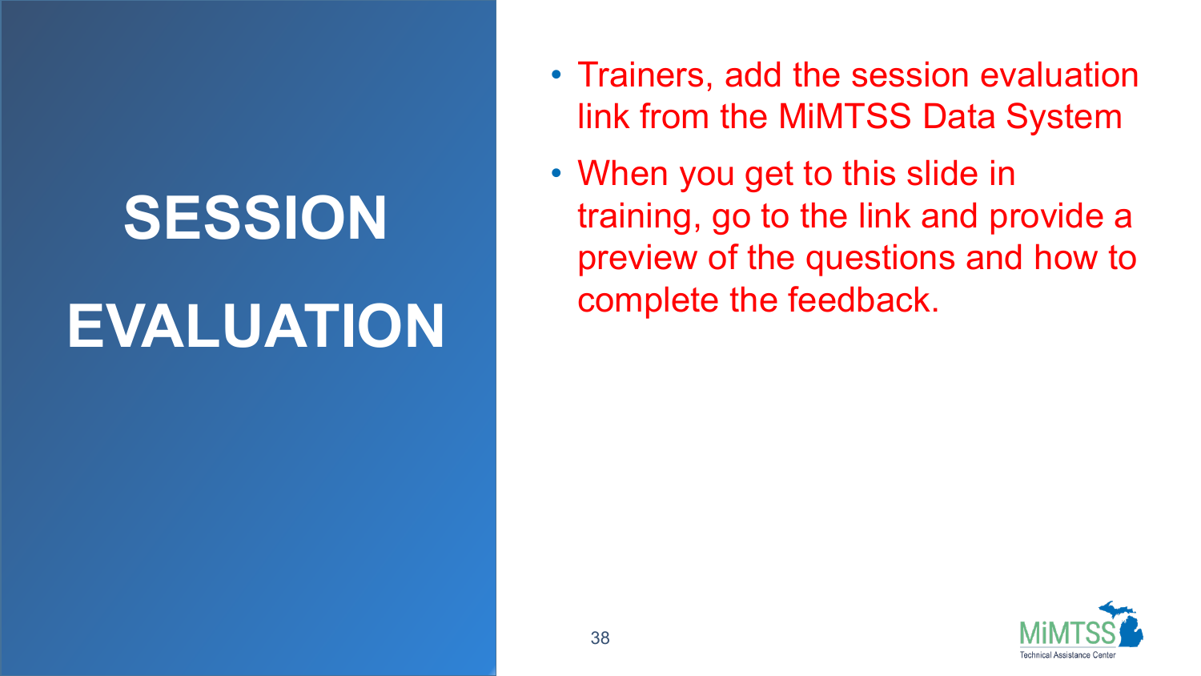# SESSION EVALUATION

- Trainers, add the session evaluation link from the MiMTSS Data System
- When you get to this slide in training, go to the link and provide a preview of the questions and how to complete the feedback.